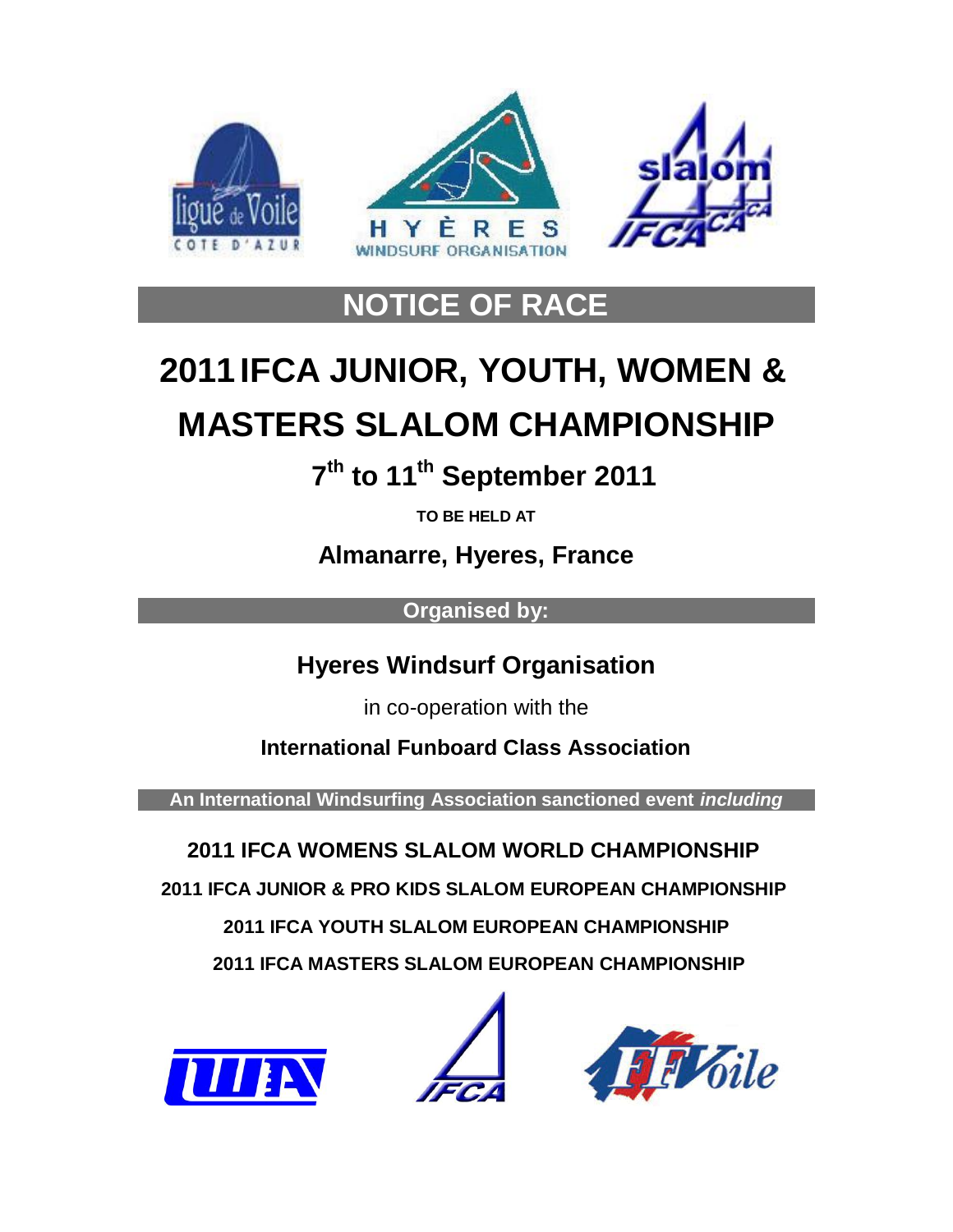# NOTICE OF RACE

# 2011 IFCA JUNIOR, YOUTH, WOMEN & MASTERS SLALOM CHAMPIONSHIP

## 7th to 11th September 2011

**TO BE HELD AT**

## Almanarre, Hyeres, France

**Organised by:**

## Hyeres Windsurf Organisation

in co-operation with the

**International Funboard Class Association**

**An International Windsurfing Association sanctioned event *including***

**2011 IFCA WOMENS SLALOM WORLD CHAMPIONSHIP**

**2011 IFCA JUNIOR & PRO KIDS SLALOM EUROPEAN CHAMPIONSHIP**

**2011 IFCA YOUTH SLALOM EUROPEAN CHAMPIONSHIP**

**2011 IFCA MASTERS SLALOM EUROPEAN CHAMPIONSHIP**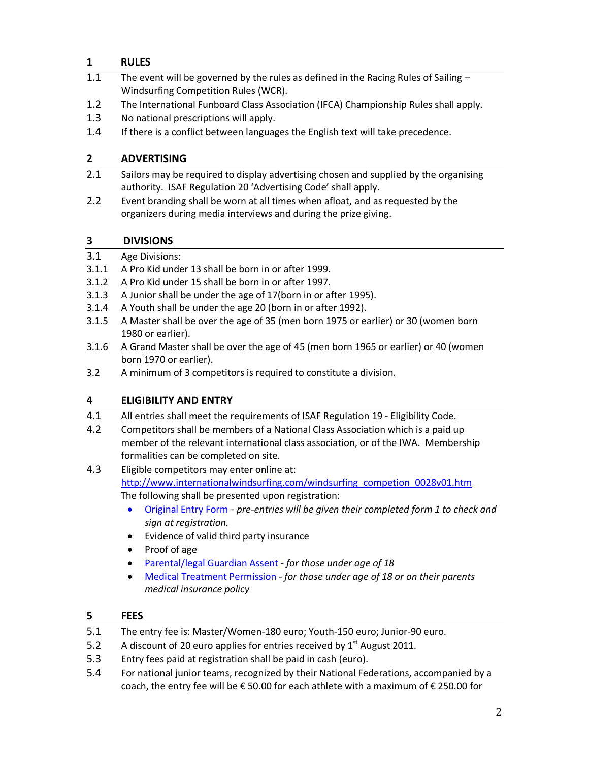## 1 RULES

1.1 The event will be governed by the rules as defined in the Racing Rules of Sailing – Windsurfing Competition Rules (WCR).

1.2 The International Funboard Class Association (IFCA) Championship Rules shall apply.

1.3 No national prescriptions will apply.

1.4 If there is a conflict between languages the English text will take precedence.

## 2 ADVERTISING

2.1 Sailors may be required to display advertising chosen and supplied by the organising authority. ISAF Regulation 20 'Advertising Code' shall apply.

2.2 Event branding shall be worn at all times when afloat, and as requested by the organizers during media interviews and during the prize giving.

## 3 DIVISIONS

3.1 Age Divisions:

3.1.1 A Pro Kid under 13 shall be born in or after 1999.

3.1.2 A Pro Kid under 15 shall be born in or after 1997.

3.1.3 A Junior shall be under the age of 17(born in or after 1995).

3.1.4 A Youth shall be under the age 20 (born in or after 1992).

3.1.5 A Master shall be over the age of 35 (men born 1975 or earlier) or 30 (women born 1980 or earlier).

3.1.6 A Grand Master shall be over the age of 45 (men born 1965 or earlier) or 40 (women born 1970 or earlier).

3.2 A minimum of 3 competitors is required to constitute a division.

## 4 ELIGIBILITY AND ENTRY

4.1 All entries shall meet the requirements of ISAF Regulation 19 - Eligibility Code.

4.2 Competitors shall be members of a National Class Association which is a paid up member of the relevant international class association, or of the IWA. Membership formalities can be completed on site.

4.3 Eligible competitors may enter online at: http://www.internationalwindsurfing.com/windsurfing_competion_0028v01.htm
The following shall be presented upon registration:

- Original Entry Form - *pre-entries will be given their completed form 1 to check and sign at registration.*
- Evidence of valid third party insurance
- Proof of age
- Parental/legal Guardian Assent - *for those under age of 18*
- Medical Treatment Permission - *for those under age of 18 or on their parents medical insurance policy*

## 5 FEES

5.1 The entry fee is: Master/Women-180 euro; Youth-150 euro; Junior-90 euro.

5.2 A discount of 20 euro applies for entries received by 1st August 2011.

5.3 Entry fees paid at registration shall be paid in cash (euro).

5.4 For national junior teams, recognized by their National Federations, accompanied by a coach, the entry fee will be € 50.00 for each athlete with a maximum of € 250.00 for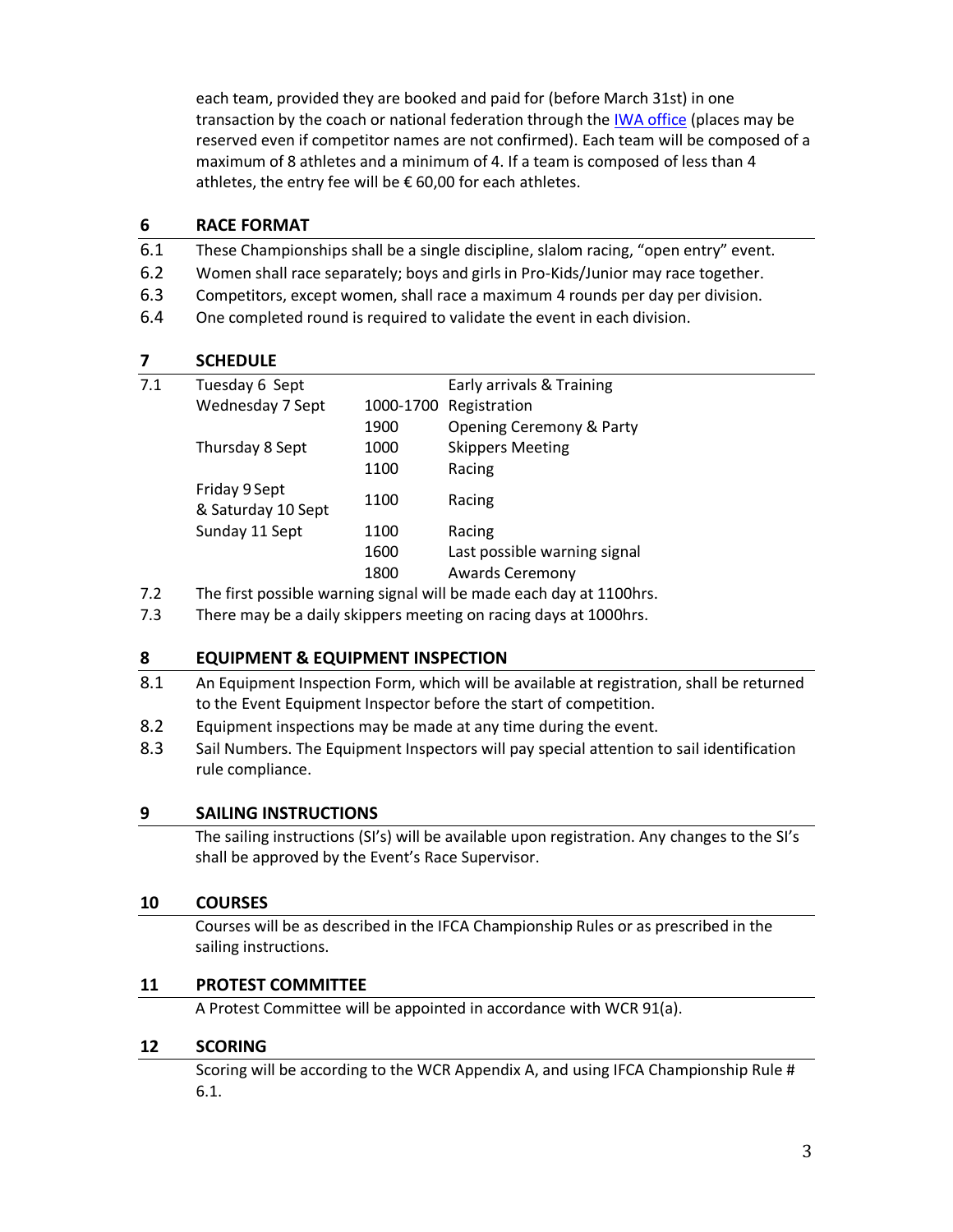each team, provided they are booked and paid for (before March 31st) in one transaction by the coach or national federation through the IWA office (places may be reserved even if competitor names are not confirmed). Each team will be composed of a maximum of 8 athletes and a minimum of 4. If a team is composed of less than 4 athletes, the entry fee will be € 60,00 for each athletes.

## 6 RACE FORMAT

6.1 These Championships shall be a single discipline, slalom racing, "open entry" event.

6.2 Women shall race separately; boys and girls in Pro-Kids/Junior may race together.

6.3 Competitors, except women, shall race a maximum 4 rounds per day per division.

6.4 One completed round is required to validate the event in each division.

## 7 SCHEDULE

7.1

| | | |
|---|---|---|
| Tuesday 6 Sept | | Early arrivals & Training |
| Wednesday 7 Sept | 1000-1700 | Registration |
| | 1900 | Opening Ceremony & Party |
| Thursday 8 Sept | 1000 | Skippers Meeting |
| | 1100 | Racing |
| Friday 9 Sept & Saturday 10 Sept | 1100 | Racing |
| Sunday 11 Sept | 1100 | Racing |
| | 1600 | Last possible warning signal |
| | 1800 | Awards Ceremony |

7.2 The first possible warning signal will be made each day at 1100hrs.

7.3 There may be a daily skippers meeting on racing days at 1000hrs.

## 8 EQUIPMENT & EQUIPMENT INSPECTION

8.1 An Equipment Inspection Form, which will be available at registration, shall be returned to the Event Equipment Inspector before the start of competition.

8.2 Equipment inspections may be made at any time during the event.

8.3 Sail Numbers. The Equipment Inspectors will pay special attention to sail identification rule compliance.

## 9 SAILING INSTRUCTIONS

The sailing instructions (SI's) will be available upon registration. Any changes to the SI's shall be approved by the Event's Race Supervisor.

## 10 COURSES

Courses will be as described in the IFCA Championship Rules or as prescribed in the sailing instructions.

## 11 PROTEST COMMITTEE

A Protest Committee will be appointed in accordance with WCR 91(a).

## 12 SCORING

Scoring will be according to the WCR Appendix A, and using IFCA Championship Rule # 6.1.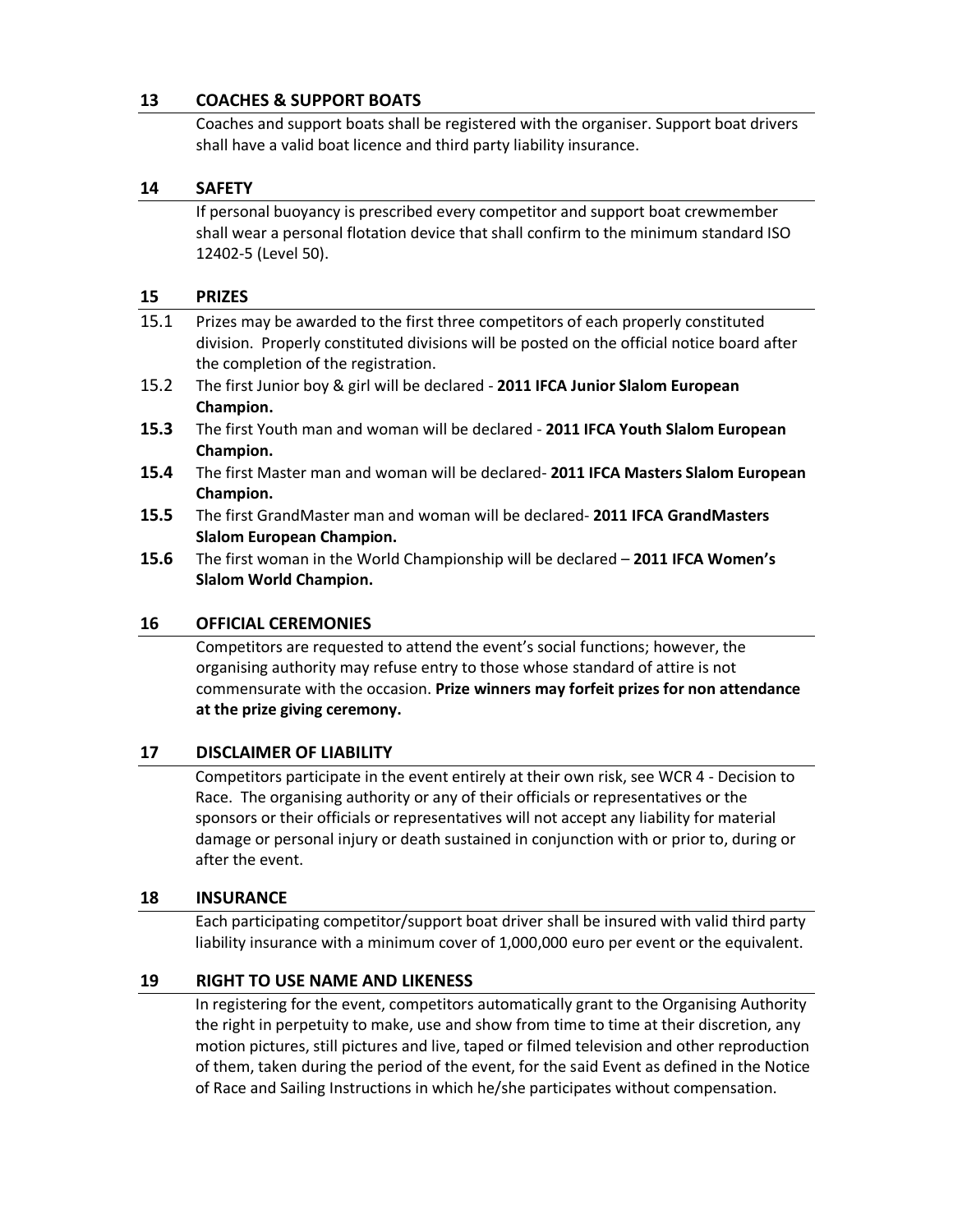## 13 COACHES & SUPPORT BOATS

Coaches and support boats shall be registered with the organiser. Support boat drivers shall have a valid boat licence and third party liability insurance.

## 14 SAFETY

If personal buoyancy is prescribed every competitor and support boat crewmember shall wear a personal flotation device that shall confirm to the minimum standard ISO 12402-5 (Level 50).

## 15 PRIZES

15.1 Prizes may be awarded to the first three competitors of each properly constituted division. Properly constituted divisions will be posted on the official notice board after the completion of the registration.

15.2 The first Junior boy & girl will be declared - **2011 IFCA Junior Slalom European Champion.**

**15.3** The first Youth man and woman will be declared - **2011 IFCA Youth Slalom European Champion.**

**15.4** The first Master man and woman will be declared- **2011 IFCA Masters Slalom European Champion.**

**15.5** The first GrandMaster man and woman will be declared- **2011 IFCA GrandMasters Slalom European Champion.**

**15.6** The first woman in the World Championship will be declared – **2011 IFCA Women's Slalom World Champion.**

## 16 OFFICIAL CEREMONIES

Competitors are requested to attend the event's social functions; however, the organising authority may refuse entry to those whose standard of attire is not commensurate with the occasion. **Prize winners may forfeit prizes for non attendance at the prize giving ceremony.**

## 17 DISCLAIMER OF LIABILITY

Competitors participate in the event entirely at their own risk, see WCR 4 - Decision to Race. The organising authority or any of their officials or representatives or the sponsors or their officials or representatives will not accept any liability for material damage or personal injury or death sustained in conjunction with or prior to, during or after the event.

## 18 INSURANCE

Each participating competitor/support boat driver shall be insured with valid third party liability insurance with a minimum cover of 1,000,000 euro per event or the equivalent.

## 19 RIGHT TO USE NAME AND LIKENESS

In registering for the event, competitors automatically grant to the Organising Authority the right in perpetuity to make, use and show from time to time at their discretion, any motion pictures, still pictures and live, taped or filmed television and other reproduction of them, taken during the period of the event, for the said Event as defined in the Notice of Race and Sailing Instructions in which he/she participates without compensation.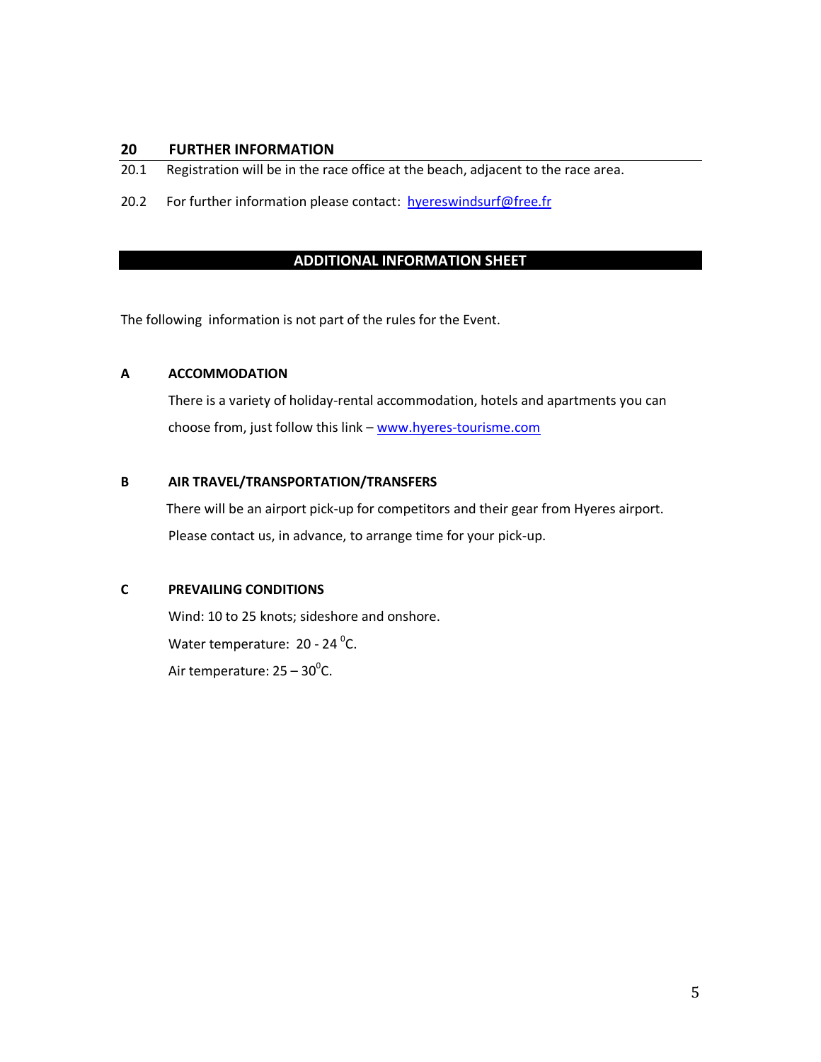## 20 FURTHER INFORMATION

20.1 Registration will be in the race office at the beach, adjacent to the race area.

20.2 For further information please contact: hyereswindsurf@free.fr

## ADDITIONAL INFORMATION SHEET

The following information is not part of the rules for the Event.

### A ACCOMMODATION

There is a variety of holiday-rental accommodation, hotels and apartments you can choose from, just follow this link – www.hyeres-tourisme.com

### B AIR TRAVEL/TRANSPORTATION/TRANSFERS

There will be an airport pick-up for competitors and their gear from Hyeres airport. Please contact us, in advance, to arrange time for your pick-up.

### C PREVAILING CONDITIONS

Wind: 10 to 25 knots; sideshore and onshore.

Water temperature: 20 - 24 $^{0}$C.

Air temperature: 25 – 30$^{0}$C.